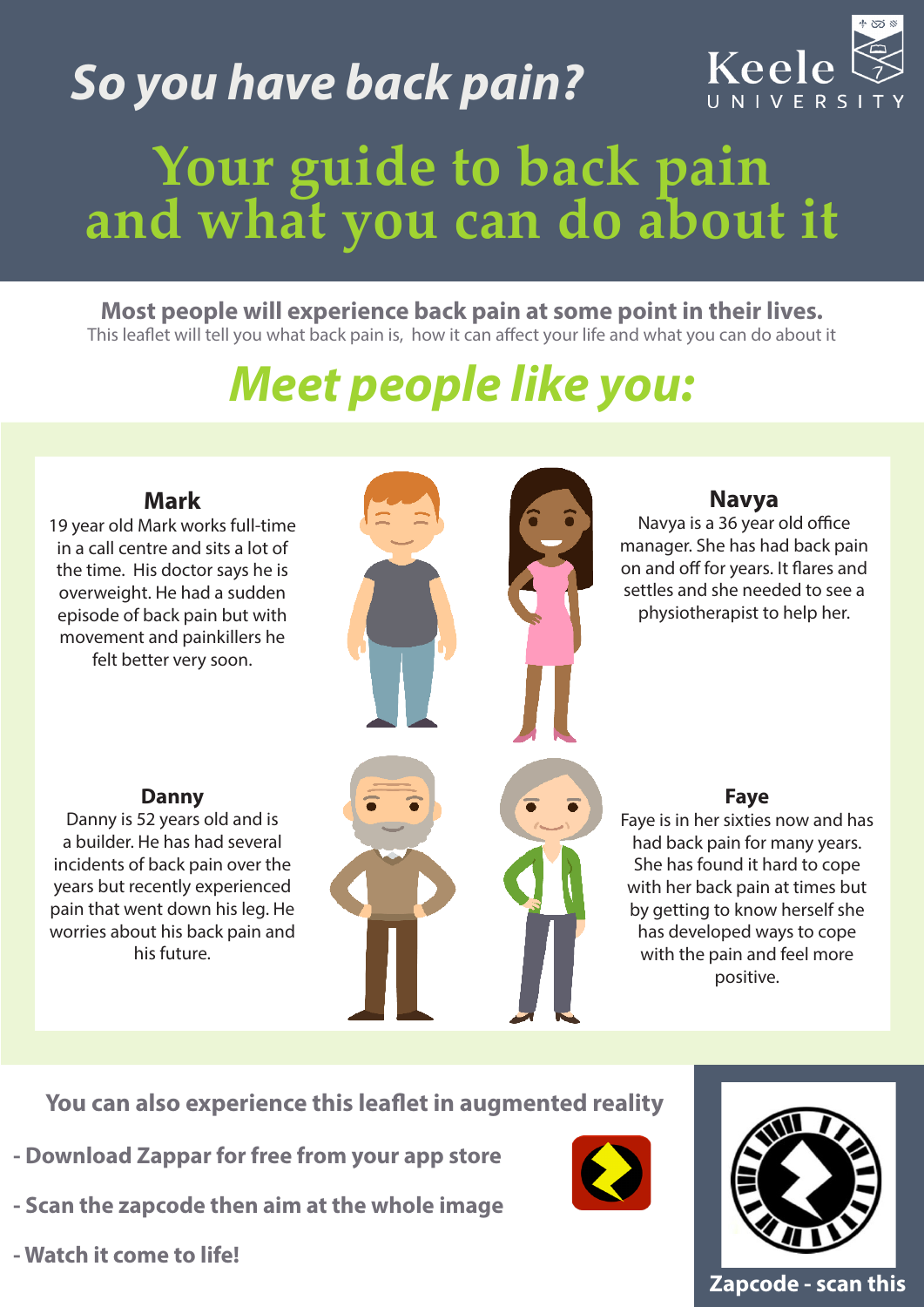# So you have back pain?

Keele UNIVERSITY

# Your guide to back pain and what you can do about it

**Most people will experience back pain at some point in their lives.**

This leaflet will tell you what back pain is, how it can affect your life and what you can do about it

## Meet people like you:

### Mark

19 year old Mark works full-time in a call centre and sits a lot of the time. His doctor says he is overweight. He had a sudden episode of back pain but with movement and painkillers he felt better very soon.

### Navya

Navya is a 36 year old office manager. She has had back pain on and off for years. It flares and settles and she needed to see a physiotherapist to help her.

### Danny

Danny is 52 years old and is a builder. He has had several incidents of back pain over the years but recently experienced pain that went down his leg. He worries about his back pain and his future.

### Faye

Faye is in her sixties now and has had back pain for many years. She has found it hard to cope with her back pain at times but by getting to know herself she has developed ways to cope with the pain and feel more positive.

**You can also experience this leaflet in augmented reality**

- **Download Zappar for free from your app store**
- **Scan the zapcode then aim at the whole image**
- **Watch it come to life!**

**Zapcode - scan this**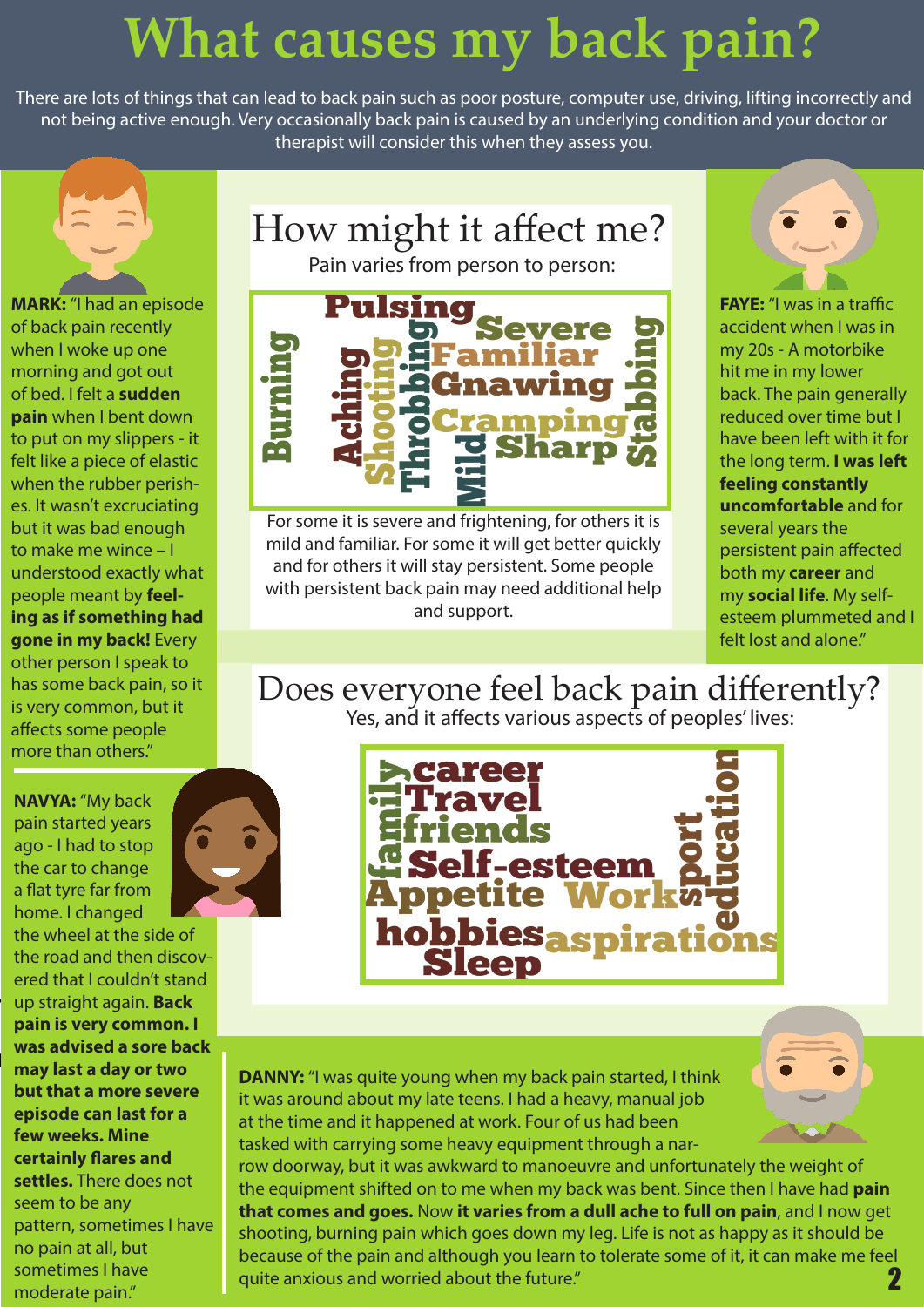# What causes my back pain?

There are lots of things that can lead to back pain such as poor posture, computer use, driving, lifting incorrectly and not being active enough. Very occasionally back pain is caused by an underlying condition and your doctor or therapist will consider this when they assess you.

**MARK:** "I had an episode of back pain recently when I woke up one morning and got out of bed. I felt a **sudden pain** when I bent down to put on my slippers - it felt like a piece of elastic when the rubber perishes. It wasn't excruciating but it was bad enough to make me wince – I understood exactly what people meant by **feeling as if something had gone in my back!** Every other person I speak to has some back pain, so it is very common, but it affects some people more than others."

## How might it affect me?

Pain varies from person to person:

Pulsing, Severe, Burning, Aching, Shooting, Throbbing, Familiar, Gnawing, Cramping, Mild, Sharp, Stabbing

For some it is severe and frightening, for others it is mild and familiar. For some it will get better quickly and for others it will stay persistent. Some people with persistent back pain may need additional help and support.

**FAYE:** "I was in a traffic accident when I was in my 20s - A motorbike hit me in my lower back. The pain generally reduced over time but I have been left with it for the long term. **I was left feeling constantly uncomfortable** and for several years the persistent pain affected both my **career** and my **social life**. My self-esteem plummeted and I felt lost and alone."

**NAVYA:** "My back pain started years ago - I had to stop the car to change a flat tyre far from home. I changed the wheel at the side of the road and then discovered that I couldn't stand up straight again. **Back pain is very common. I was advised a sore back may last a day or two but that a more severe episode can last for a few weeks. Mine certainly flares and settles.** There does not seem to be any pattern, sometimes I have no pain at all, but sometimes I have moderate pain."

## Does everyone feel back pain differently?

Yes, and it affects various aspects of peoples' lives:

family, career, Travel, friends, Self-esteem, Appetite, Work, sport, education, hobbies, aspirations, Sleep

**DANNY:** "I was quite young when my back pain started, I think it was around about my late teens. I had a heavy, manual job at the time and it happened at work. Four of us had been tasked with carrying some heavy equipment through a narrow doorway, but it was awkward to manoeuvre and unfortunately the weight of the equipment shifted on to me when my back was bent. Since then I have had **pain that comes and goes.** Now **it varies from a dull ache to full on pain**, and I now get shooting, burning pain which goes down my leg. Life is not as happy as it should be because of the pain and although you learn to tolerate some of it, it can make me feel quite anxious and worried about the future."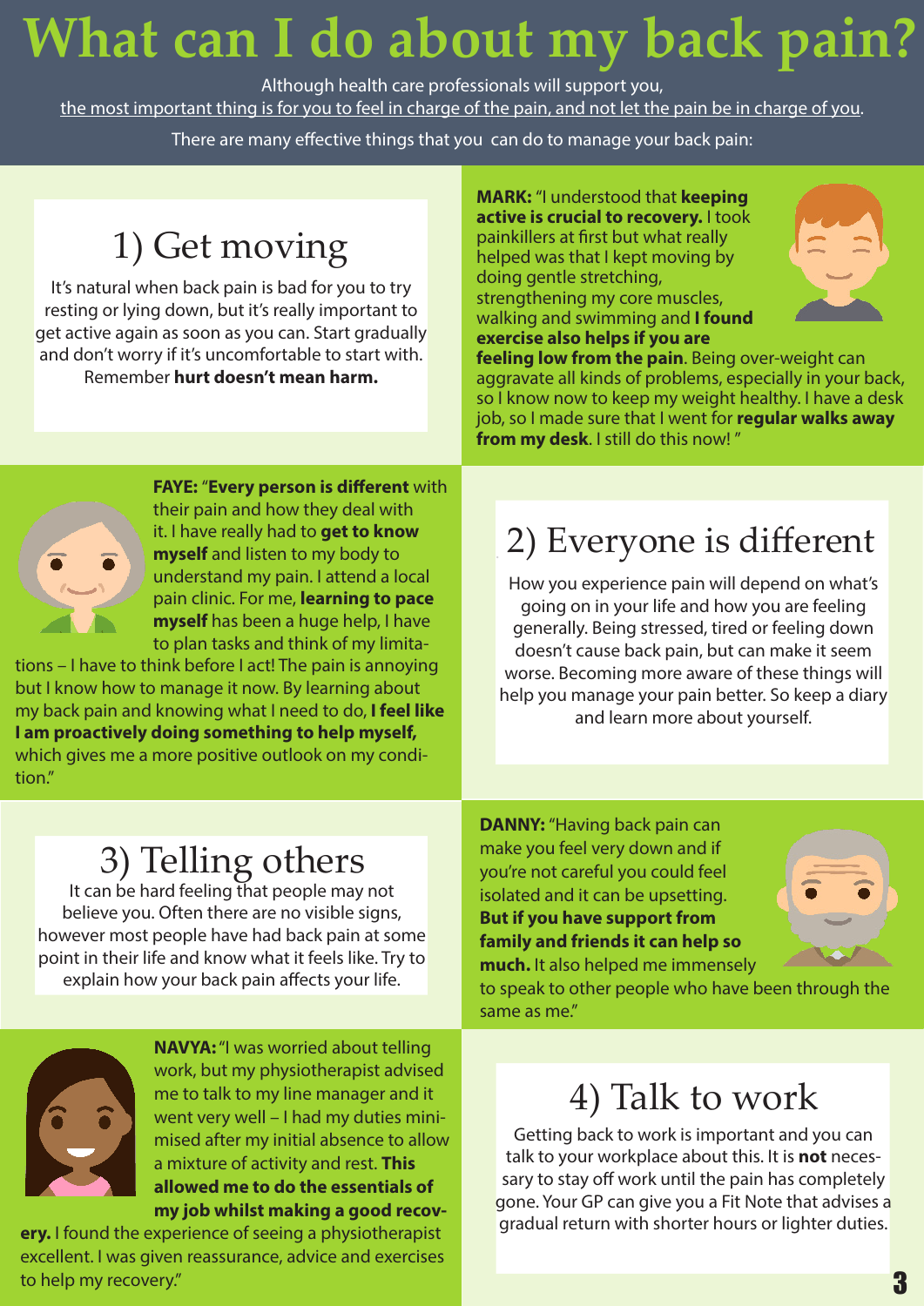# What can I do about my back pain?

Although health care professionals will support you, the most important thing is for you to feel in charge of the pain, and not let the pain be in charge of you.

There are many effective things that you can do to manage your back pain:

## 1) Get moving

It's natural when back pain is bad for you to try resting or lying down, but it's really important to get active again as soon as you can. Start gradually and don't worry if it's uncomfortable to start with. Remember **hurt doesn't mean harm.**

**MARK:** "I understood that **keeping active is crucial to recovery.** I took painkillers at first but what really helped was that I kept moving by doing gentle stretching, strengthening my core muscles, walking and swimming and **I found exercise also helps if you are feeling low from the pain**. Being over-weight can aggravate all kinds of problems, especially in your back, so I know now to keep my weight healthy. I have a desk job, so I made sure that I went for **regular walks away from my desk**. I still do this now! "

**FAYE:** "**Every person is different** with their pain and how they deal with it. I have really had to **get to know myself** and listen to my body to understand my pain. I attend a local pain clinic. For me, **learning to pace myself** has been a huge help, I have to plan tasks and think of my limitations – I have to think before I act! The pain is annoying but I know how to manage it now. By learning about my back pain and knowing what I need to do, **I feel like I am proactively doing something to help myself,** which gives me a more positive outlook on my condition."

## 2) Everyone is different

How you experience pain will depend on what's going on in your life and how you are feeling generally. Being stressed, tired or feeling down doesn't cause back pain, but can make it seem worse. Becoming more aware of these things will help you manage your pain better. So keep a diary and learn more about yourself.

## 3) Telling others

It can be hard feeling that people may not believe you. Often there are no visible signs, however most people have had back pain at some point in their life and know what it feels like. Try to explain how your back pain affects your life.

**DANNY:** "Having back pain can make you feel very down and if you're not careful you could feel isolated and it can be upsetting. **But if you have support from family and friends it can help so much.** It also helped me immensely to speak to other people who have been through the same as me."

**NAVYA:** "I was worried about telling work, but my physiotherapist advised me to talk to my line manager and it went very well – I had my duties minimised after my initial absence to allow a mixture of activity and rest. **This allowed me to do the essentials of my job whilst making a good recovery.** I found the experience of seeing a physiotherapist excellent. I was given reassurance, advice and exercises to help my recovery."

## 4) Talk to work

Getting back to work is important and you can talk to your workplace about this. It is **not** necessary to stay off work until the pain has completely gone. Your GP can give you a Fit Note that advises a gradual return with shorter hours or lighter duties.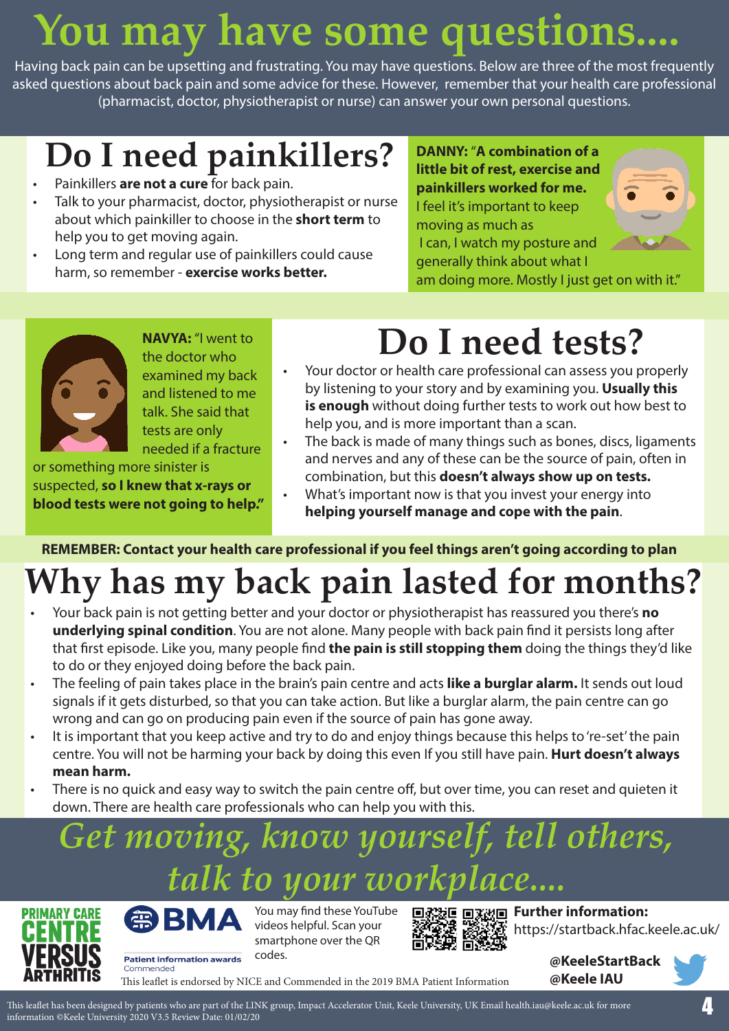# You may have some questions....

Having back pain can be upsetting and frustrating. You may have questions. Below are three of the most frequently asked questions about back pain and some advice for these. However, remember that your health care professional (pharmacist, doctor, physiotherapist or nurse) can answer your own personal questions.

## Do I need painkillers?

- Painkillers **are not a cure** for back pain.
- Talk to your pharmacist, doctor, physiotherapist or nurse about which painkiller to choose in the **short term** to help you to get moving again.
- Long term and regular use of painkillers could cause harm, so remember - **exercise works better.**

**DANNY: "A combination of a little bit of rest, exercise and painkillers worked for me.** I feel it's important to keep moving as much as I can, I watch my posture and generally think about what I am doing more. Mostly I just get on with it."

**NAVYA:** "I went to the doctor who examined my back and listened to me talk. She said that tests are only needed if a fracture or something more sinister is suspected, **so I knew that x-rays or blood tests were not going to help."**

## Do I need tests?

- Your doctor or health care professional can assess you properly by listening to your story and by examining you. **Usually this is enough** without doing further tests to work out how best to help you, and is more important than a scan.
- The back is made of many things such as bones, discs, ligaments and nerves and any of these can be the source of pain, often in combination, but this **doesn't always show up on tests.**
- What's important now is that you invest your energy into **helping yourself manage and cope with the pain**.

**REMEMBER: Contact your health care professional if you feel things aren't going according to plan**

## Why has my back pain lasted for months?

- Your back pain is not getting better and your doctor or physiotherapist has reassured you there's **no underlying spinal condition**. You are not alone. Many people with back pain find it persists long after that first episode. Like you, many people find **the pain is still stopping them** doing the things they'd like to do or they enjoyed doing before the back pain.
- The feeling of pain takes place in the brain's pain centre and acts **like a burglar alarm.** It sends out loud signals if it gets disturbed, so that you can take action. But like a burglar alarm, the pain centre can go wrong and can go on producing pain even if the source of pain has gone away.
- It is important that you keep active and try to do and enjoy things because this helps to 're-set' the pain centre. You will not be harming your back by doing this even If you still have pain. **Hurt doesn't always mean harm.**
- There is no quick and easy way to switch the pain centre off, but over time, you can reset and quieten it down. There are health care professionals who can help you with this.

*Get moving, know yourself, tell others, talk to your workplace....*

PRIMARY CARE CENTRE VERSUS ARTHRITIS

BMA Patient information awards Commended

You may find these YouTube videos helpful. Scan your smartphone over the QR codes.

**Further information:** https://startback.hfac.keele.ac.uk/

**@KeeleStartBack**
**@Keele IAU**

This leaflet is endorsed by NICE and Commended in the 2019 BMA Patient Information

This leaflet has been designed by patients who are part of the LINK group, Impact Accelerator Unit, Keele University, UK Email health.iau@keele.ac.uk for more information ©Keele University 2020 V3.5 Review Date: 01/02/20